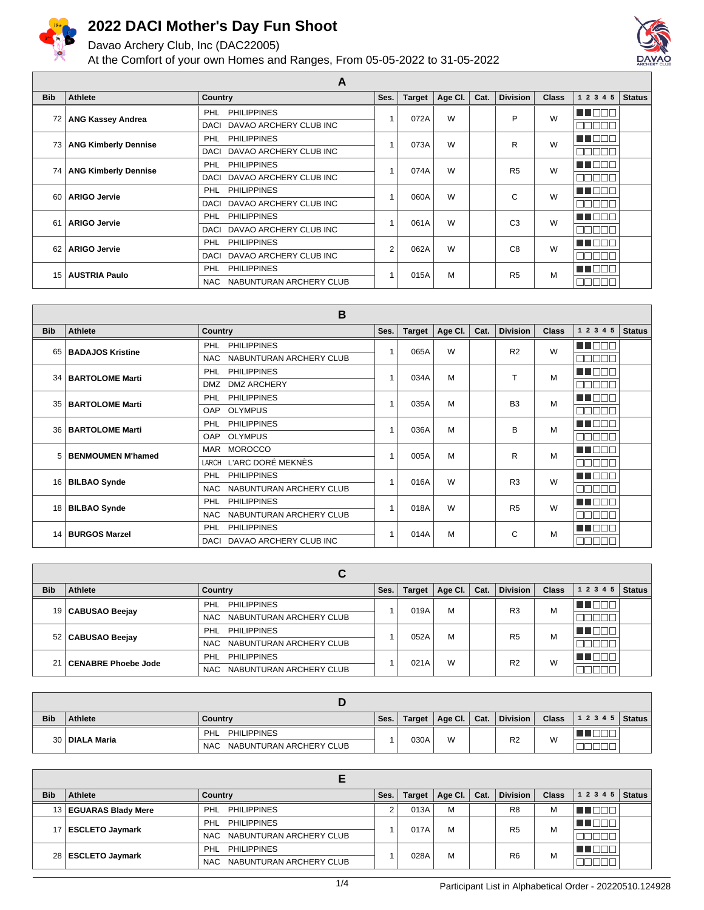# 2022 DACI Mother's Day Fun Shoot

Davao Archery Club, Inc (DAC22005)

At the Comfort of your own Homes and Ranges, From 05-05-2022 to 31-05-2022

## A

| Bib | Athlete | Country | Ses. | Target | Age Cl. | Cat. | Division | Class | 1 2 3 4 5 | Status |
|---|---|---|---|---|---|---|---|---|---|---|
| 72 | ANG Kassey Andrea | PHL PHILIPPINES / DACI DAVAO ARCHERY CLUB INC | 1 | 072A | W | | P | W | | |
| 73 | ANG Kimberly Dennise | PHL PHILIPPINES / DACI DAVAO ARCHERY CLUB INC | 1 | 073A | W | | R | W | | |
| 74 | ANG Kimberly Dennise | PHL PHILIPPINES / DACI DAVAO ARCHERY CLUB INC | 1 | 074A | W | | R5 | W | | |
| 60 | ARIGO Jervie | PHL PHILIPPINES / DACI DAVAO ARCHERY CLUB INC | 1 | 060A | W | | C | W | | |
| 61 | ARIGO Jervie | PHL PHILIPPINES / DACI DAVAO ARCHERY CLUB INC | 1 | 061A | W | | C3 | W | | |
| 62 | ARIGO Jervie | PHL PHILIPPINES / DACI DAVAO ARCHERY CLUB INC | 2 | 062A | W | | C8 | W | | |
| 15 | AUSTRIA Paulo | PHL PHILIPPINES / NAC NABUNTURAN ARCHERY CLUB | 1 | 015A | M | | R5 | M | | |

## B

| Bib | Athlete | Country | Ses. | Target | Age Cl. | Cat. | Division | Class | 1 2 3 4 5 | Status |
|---|---|---|---|---|---|---|---|---|---|---|
| 65 | BADAJOS Kristine | PHL PHILIPPINES / NAC NABUNTURAN ARCHERY CLUB | 1 | 065A | W | | R2 | W | | |
| 34 | BARTOLOME Marti | PHL PHILIPPINES / DMZ DMZ ARCHERY | 1 | 034A | M | | T | M | | |
| 35 | BARTOLOME Marti | PHL PHILIPPINES / OAP OLYMPUS | 1 | 035A | M | | B3 | M | | |
| 36 | BARTOLOME Marti | PHL PHILIPPINES / OAP OLYMPUS | 1 | 036A | M | | B | M | | |
| 5 | BENMOUMEN M'hamed | MAR MOROCCO / LARCH L'ARC DORÉ MEKNÈS | 1 | 005A | M | | R | M | | |
| 16 | BILBAO Synde | PHL PHILIPPINES / NAC NABUNTURAN ARCHERY CLUB | 1 | 016A | W | | R3 | W | | |
| 18 | BILBAO Synde | PHL PHILIPPINES / NAC NABUNTURAN ARCHERY CLUB | 1 | 018A | W | | R5 | W | | |
| 14 | BURGOS Marzel | PHL PHILIPPINES / DACI DAVAO ARCHERY CLUB INC | 1 | 014A | M | | C | M | | |

## C

| Bib | Athlete | Country | Ses. | Target | Age Cl. | Cat. | Division | Class | 1 2 3 4 5 | Status |
|---|---|---|---|---|---|---|---|---|---|---|
| 19 | CABUSAO Beejay | PHL PHILIPPINES / NAC NABUNTURAN ARCHERY CLUB | 1 | 019A | M | | R3 | M | | |
| 52 | CABUSAO Beejay | PHL PHILIPPINES / NAC NABUNTURAN ARCHERY CLUB | 1 | 052A | M | | R5 | M | | |
| 21 | CENABRE Phoebe Jode | PHL PHILIPPINES / NAC NABUNTURAN ARCHERY CLUB | 1 | 021A | W | | R2 | W | | |

## D

| Bib | Athlete | Country | Ses. | Target | Age Cl. | Cat. | Division | Class | 1 2 3 4 5 | Status |
|---|---|---|---|---|---|---|---|---|---|---|
| 30 | DIALA Maria | PHL PHILIPPINES / NAC NABUNTURAN ARCHERY CLUB | 1 | 030A | W | | R2 | W | | |

## E

| Bib | Athlete | Country | Ses. | Target | Age Cl. | Cat. | Division | Class | 1 2 3 4 5 | Status |
|---|---|---|---|---|---|---|---|---|---|---|
| 13 | EGUARAS Blady Mere | PHL PHILIPPINES | 2 | 013A | M | | R8 | M | | |
| 17 | ESCLETO Jaymark | PHL PHILIPPINES / NAC NABUNTURAN ARCHERY CLUB | 1 | 017A | M | | R5 | M | | |
| 28 | ESCLETO Jaymark | PHL PHILIPPINES / NAC NABUNTURAN ARCHERY CLUB | 1 | 028A | M | | R6 | M | | |

Participant List in Alphabetical Order - 20220510.124928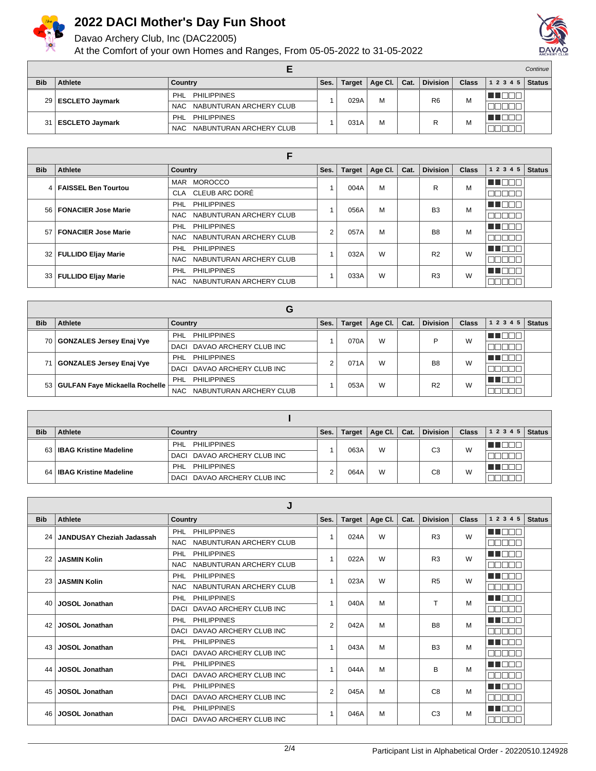# 2022 DACI Mother's Day Fun Shoot

Davao Archery Club, Inc (DAC22005)

At the Comfort of your own Homes and Ranges, From 05-05-2022 to 31-05-2022

## E

*Continue*

| Bib | Athlete | Country | Ses. | Target | Age Cl. | Cat. | Division | Class | 1 2 3 4 5 | Status |
|---|---|---|---|---|---|---|---|---|---|---|
| 29 | ESCLETO Jaymark | PHL PHILIPPINES / NAC NABUNTURAN ARCHERY CLUB | 1 | 029A | M | | R6 | M | | |
| 31 | ESCLETO Jaymark | PHL PHILIPPINES / NAC NABUNTURAN ARCHERY CLUB | 1 | 031A | M | | R | M | | |

## F

| Bib | Athlete | Country | Ses. | Target | Age Cl. | Cat. | Division | Class | 1 2 3 4 5 | Status |
|---|---|---|---|---|---|---|---|---|---|---|
| 4 | FAISSEL Ben Tourtou | MAR MOROCCO / CLA CLEUB ARC DORÉ | 1 | 004A | M | | R | M | | |
| 56 | FONACIER Jose Marie | PHL PHILIPPINES / NAC NABUNTURAN ARCHERY CLUB | 1 | 056A | M | | B3 | M | | |
| 57 | FONACIER Jose Marie | PHL PHILIPPINES / NAC NABUNTURAN ARCHERY CLUB | 2 | 057A | M | | B8 | M | | |
| 32 | FULLIDO Eljay Marie | PHL PHILIPPINES / NAC NABUNTURAN ARCHERY CLUB | 1 | 032A | W | | R2 | W | | |
| 33 | FULLIDO Eljay Marie | PHL PHILIPPINES / NAC NABUNTURAN ARCHERY CLUB | 1 | 033A | W | | R3 | W | | |

## G

| Bib | Athlete | Country | Ses. | Target | Age Cl. | Cat. | Division | Class | 1 2 3 4 5 | Status |
|---|---|---|---|---|---|---|---|---|---|---|
| 70 | GONZALES Jersey Enaj Vye | PHL PHILIPPINES / DACI DAVAO ARCHERY CLUB INC | 1 | 070A | W | | P | W | | |
| 71 | GONZALES Jersey Enaj Vye | PHL PHILIPPINES / DACI DAVAO ARCHERY CLUB INC | 2 | 071A | W | | B8 | W | | |
| 53 | GULFAN Faye Mickaella Rochelle | PHL PHILIPPINES / NAC NABUNTURAN ARCHERY CLUB | 1 | 053A | W | | R2 | W | | |

## I

| Bib | Athlete | Country | Ses. | Target | Age Cl. | Cat. | Division | Class | 1 2 3 4 5 | Status |
|---|---|---|---|---|---|---|---|---|---|---|
| 63 | IBAG Kristine Madeline | PHL PHILIPPINES / DACI DAVAO ARCHERY CLUB INC | 1 | 063A | W | | C3 | W | | |
| 64 | IBAG Kristine Madeline | PHL PHILIPPINES / DACI DAVAO ARCHERY CLUB INC | 2 | 064A | W | | C8 | W | | |

## J

| Bib | Athlete | Country | Ses. | Target | Age Cl. | Cat. | Division | Class | 1 2 3 4 5 | Status |
|---|---|---|---|---|---|---|---|---|---|---|
| 24 | JANDUSAY Cheziah Jadassah | PHL PHILIPPINES / NAC NABUNTURAN ARCHERY CLUB | 1 | 024A | W | | R3 | W | | |
| 22 | JASMIN Kolin | PHL PHILIPPINES / NAC NABUNTURAN ARCHERY CLUB | 1 | 022A | W | | R3 | W | | |
| 23 | JASMIN Kolin | PHL PHILIPPINES / NAC NABUNTURAN ARCHERY CLUB | 1 | 023A | W | | R5 | W | | |
| 40 | JOSOL Jonathan | PHL PHILIPPINES / DACI DAVAO ARCHERY CLUB INC | 1 | 040A | M | | T | M | | |
| 42 | JOSOL Jonathan | PHL PHILIPPINES / DACI DAVAO ARCHERY CLUB INC | 2 | 042A | M | | B8 | M | | |
| 43 | JOSOL Jonathan | PHL PHILIPPINES / DACI DAVAO ARCHERY CLUB INC | 1 | 043A | M | | B3 | M | | |
| 44 | JOSOL Jonathan | PHL PHILIPPINES / DACI DAVAO ARCHERY CLUB INC | 1 | 044A | M | | B | M | | |
| 45 | JOSOL Jonathan | PHL PHILIPPINES / DACI DAVAO ARCHERY CLUB INC | 2 | 045A | M | | C8 | M | | |
| 46 | JOSOL Jonathan | PHL PHILIPPINES / DACI DAVAO ARCHERY CLUB INC | 1 | 046A | M | | C3 | M | | |

Participant List in Alphabetical Order - 20220510.124928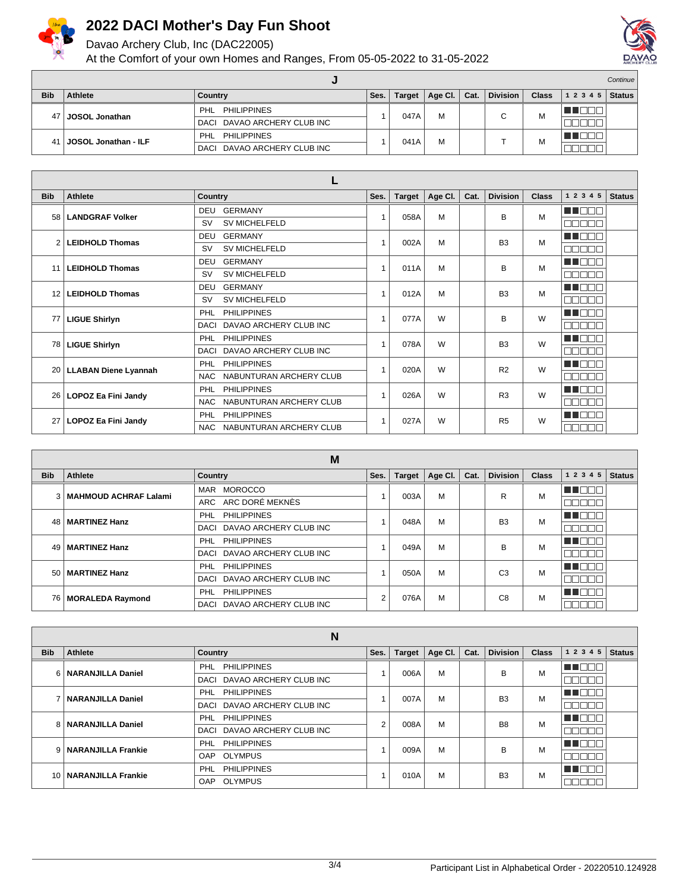# 2022 DACI Mother's Day Fun Shoot

Davao Archery Club, Inc (DAC22005)

At the Comfort of your own Homes and Ranges, From 05-05-2022 to 31-05-2022

## J

*Continue*

| Bib | Athlete | Country | Ses. | Target | Age Cl. | Cat. | Division | Class | 1 2 3 4 5 | Status |
|---|---|---|---|---|---|---|---|---|---|---|
| 47 | JOSOL Jonathan | PHL PHILIPPINES / DACI DAVAO ARCHERY CLUB INC | 1 | 047A | M | | C | M | | |
| 41 | JOSOL Jonathan - ILF | PHL PHILIPPINES / DACI DAVAO ARCHERY CLUB INC | 1 | 041A | M | | T | M | | |

## L

| Bib | Athlete | Country | Ses. | Target | Age Cl. | Cat. | Division | Class | 1 2 3 4 5 | Status |
|---|---|---|---|---|---|---|---|---|---|---|
| 58 | LANDGRAF Volker | DEU GERMANY / SV SV MICHELFELD | 1 | 058A | M | | B | M | | |
| 2 | LEIDHOLD Thomas | DEU GERMANY / SV SV MICHELFELD | 1 | 002A | M | | B3 | M | | |
| 11 | LEIDHOLD Thomas | DEU GERMANY / SV SV MICHELFELD | 1 | 011A | M | | B | M | | |
| 12 | LEIDHOLD Thomas | DEU GERMANY / SV SV MICHELFELD | 1 | 012A | M | | B3 | M | | |
| 77 | LIGUE Shirlyn | PHL PHILIPPINES / DACI DAVAO ARCHERY CLUB INC | 1 | 077A | W | | B | W | | |
| 78 | LIGUE Shirlyn | PHL PHILIPPINES / DACI DAVAO ARCHERY CLUB INC | 1 | 078A | W | | B3 | W | | |
| 20 | LLABAN Diene Lyannah | PHL PHILIPPINES / NAC NABUNTURAN ARCHERY CLUB | 1 | 020A | W | | R2 | W | | |
| 26 | LOPOZ Ea Fini Jandy | PHL PHILIPPINES / NAC NABUNTURAN ARCHERY CLUB | 1 | 026A | W | | R3 | W | | |
| 27 | LOPOZ Ea Fini Jandy | PHL PHILIPPINES / NAC NABUNTURAN ARCHERY CLUB | 1 | 027A | W | | R5 | W | | |

## M

| Bib | Athlete | Country | Ses. | Target | Age Cl. | Cat. | Division | Class | 1 2 3 4 5 | Status |
|---|---|---|---|---|---|---|---|---|---|---|
| 3 | MAHMOUD ACHRAF Lalami | MAR MOROCCO / ARC ARC DORÉ MEKNÈS | 1 | 003A | M | | R | M | | |
| 48 | MARTINEZ Hanz | PHL PHILIPPINES / DACI DAVAO ARCHERY CLUB INC | 1 | 048A | M | | B3 | M | | |
| 49 | MARTINEZ Hanz | PHL PHILIPPINES / DACI DAVAO ARCHERY CLUB INC | 1 | 049A | M | | B | M | | |
| 50 | MARTINEZ Hanz | PHL PHILIPPINES / DACI DAVAO ARCHERY CLUB INC | 1 | 050A | M | | C3 | M | | |
| 76 | MORALEDA Raymond | PHL PHILIPPINES / DACI DAVAO ARCHERY CLUB INC | 2 | 076A | M | | C8 | M | | |

## N

| Bib | Athlete | Country | Ses. | Target | Age Cl. | Cat. | Division | Class | 1 2 3 4 5 | Status |
|---|---|---|---|---|---|---|---|---|---|---|
| 6 | NARANJILLA Daniel | PHL PHILIPPINES / DACI DAVAO ARCHERY CLUB INC | 1 | 006A | M | | B | M | | |
| 7 | NARANJILLA Daniel | PHL PHILIPPINES / DACI DAVAO ARCHERY CLUB INC | 1 | 007A | M | | B3 | M | | |
| 8 | NARANJILLA Daniel | PHL PHILIPPINES / DACI DAVAO ARCHERY CLUB INC | 2 | 008A | M | | B8 | M | | |
| 9 | NARANJILLA Frankie | PHL PHILIPPINES / OAP OLYMPUS | 1 | 009A | M | | B | M | | |
| 10 | NARANJILLA Frankie | PHL PHILIPPINES / OAP OLYMPUS | 1 | 010A | M | | B3 | M | | |

Participant List in Alphabetical Order - 20220510.124928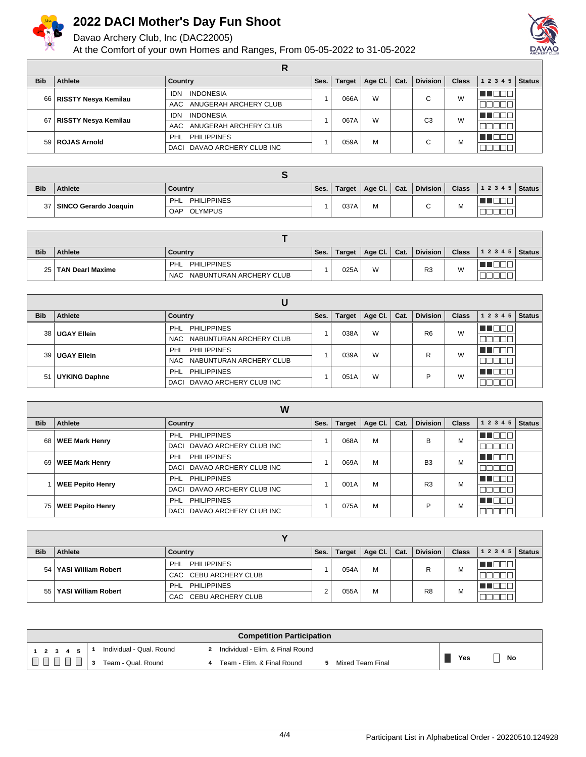# 2022 DACI Mother's Day Fun Shoot

Davao Archery Club, Inc (DAC22005)

At the Comfort of your own Homes and Ranges, From 05-05-2022 to 31-05-2022

## R

| Bib | Athlete | Country | Ses. | Target | Age Cl. | Cat. | Division | Class | 1 2 3 4 5 | Status |
|---|---|---|---|---|---|---|---|---|---|---|
| 66 | RISSTY Nesya Kemilau | IDN INDONESIA / AAC ANUGERAH ARCHERY CLUB | 1 | 066A | W | | C | W | ■■□□□ / □□□□□ | |
| 67 | RISSTY Nesya Kemilau | IDN INDONESIA / AAC ANUGERAH ARCHERY CLUB | 1 | 067A | W | | C3 | W | ■■□□□ / □□□□□ | |
| 59 | ROJAS Arnold | PHL PHILIPPINES / DACI DAVAO ARCHERY CLUB INC | 1 | 059A | M | | C | M | ■■□□□ / □□□□□ | |

## S

| Bib | Athlete | Country | Ses. | Target | Age Cl. | Cat. | Division | Class | 1 2 3 4 5 | Status |
|---|---|---|---|---|---|---|---|---|---|---|
| 37 | SINCO Gerardo Joaquin | PHL PHILIPPINES / OAP OLYMPUS | 1 | 037A | M | | C | M | ■■□□□ / □□□□□ | |

## T

| Bib | Athlete | Country | Ses. | Target | Age Cl. | Cat. | Division | Class | 1 2 3 4 5 | Status |
|---|---|---|---|---|---|---|---|---|---|---|
| 25 | TAN Dearl Maxime | PHL PHILIPPINES / NAC NABUNTURAN ARCHERY CLUB | 1 | 025A | W | | R3 | W | ■■□□□ / □□□□□ | |

## U

| Bib | Athlete | Country | Ses. | Target | Age Cl. | Cat. | Division | Class | 1 2 3 4 5 | Status |
|---|---|---|---|---|---|---|---|---|---|---|
| 38 | UGAY Ellein | PHL PHILIPPINES / NAC NABUNTURAN ARCHERY CLUB | 1 | 038A | W | | R6 | W | ■■□□□ / □□□□□ | |
| 39 | UGAY Ellein | PHL PHILIPPINES / NAC NABUNTURAN ARCHERY CLUB | 1 | 039A | W | | R | W | ■■□□□ / □□□□□ | |
| 51 | UYKING Daphne | PHL PHILIPPINES / DACI DAVAO ARCHERY CLUB INC | 1 | 051A | W | | P | W | ■■□□□ / □□□□□ | |

## W

| Bib | Athlete | Country | Ses. | Target | Age Cl. | Cat. | Division | Class | 1 2 3 4 5 | Status |
|---|---|---|---|---|---|---|---|---|---|---|
| 68 | WEE Mark Henry | PHL PHILIPPINES / DACI DAVAO ARCHERY CLUB INC | 1 | 068A | M | | B | M | ■■□□□ / □□□□□ | |
| 69 | WEE Mark Henry | PHL PHILIPPINES / DACI DAVAO ARCHERY CLUB INC | 1 | 069A | M | | B3 | M | ■■□□□ / □□□□□ | |
| 1 | WEE Pepito Henry | PHL PHILIPPINES / DACI DAVAO ARCHERY CLUB INC | 1 | 001A | M | | R3 | M | ■■□□□ / □□□□□ | |
| 75 | WEE Pepito Henry | PHL PHILIPPINES / DACI DAVAO ARCHERY CLUB INC | 1 | 075A | M | | P | M | ■■□□□ / □□□□□ | |

## Y

| Bib | Athlete | Country | Ses. | Target | Age Cl. | Cat. | Division | Class | 1 2 3 4 5 | Status |
|---|---|---|---|---|---|---|---|---|---|---|
| 54 | YASI William Robert | PHL PHILIPPINES / CAC CEBU ARCHERY CLUB | 1 | 054A | M | | R | M | ■■□□□ / □□□□□ | |
| 55 | YASI William Robert | PHL PHILIPPINES / CAC CEBU ARCHERY CLUB | 2 | 055A | M | | R8 | M | ■■□□□ / □□□□□ | |

**Competition Participation**

1 2 3 4 5 □ □ □ □ □

1 Individual - Qual. Round — 2 Individual - Elim. & Final Round — 3 Team - Qual. Round — 4 Team - Elim. & Final Round — 5 Mixed Team Final

■ Yes □ No

Participant List in Alphabetical Order - 20220510.124928